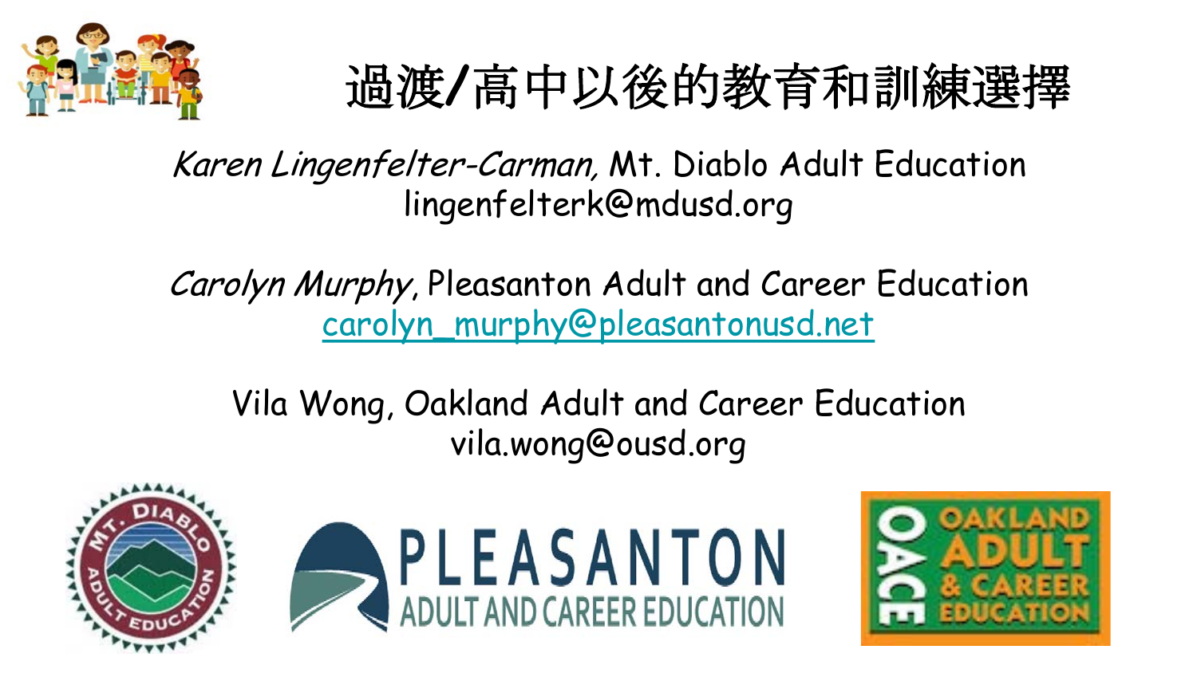# 過渡/高中以後的教育和訓練選擇

*Karen Lingenfelter-Carman,* Mt. Diablo Adult Education
lingenfelterk@mdusd.org

*Carolyn Murphy*, Pleasanton Adult and Career Education
carolyn_murphy@pleasantonusd.net

Vila Wong, Oakland Adult and Career Education
vila.wong@ousd.org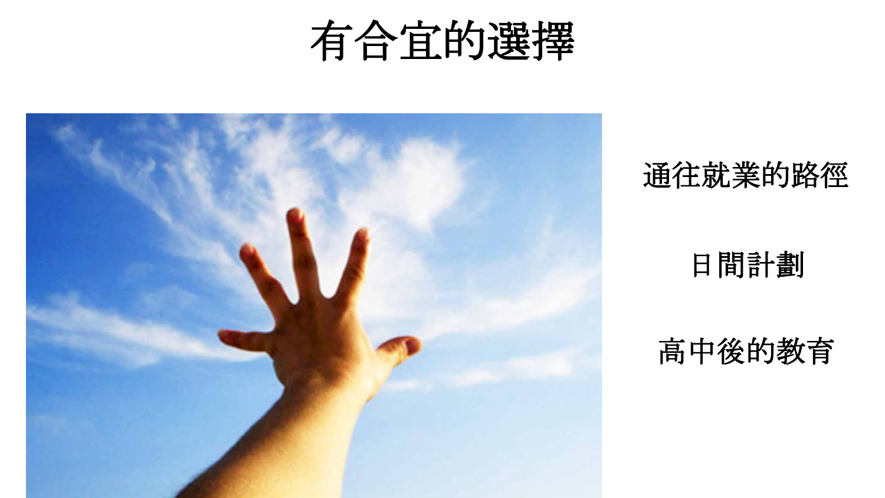# 有合宜的選擇

通往就業的路徑

日間計劃

高中後的教育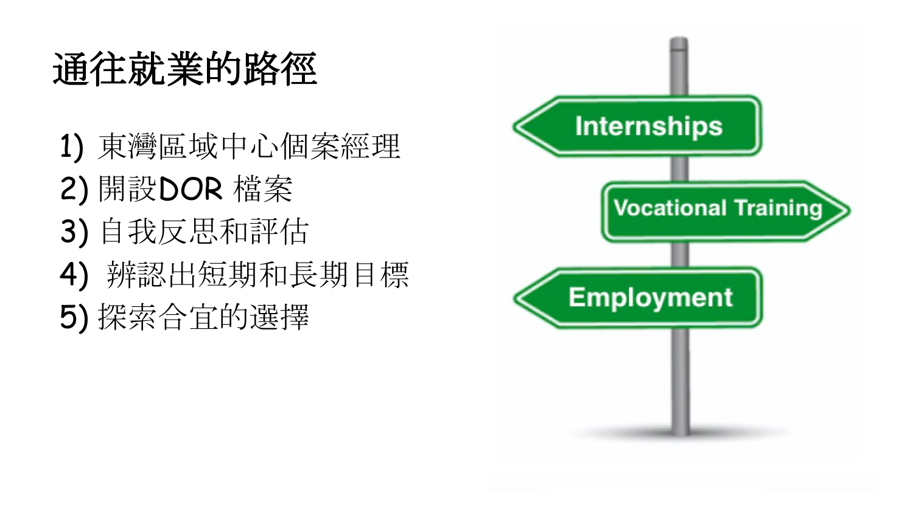# 通往就業的路徑

1) 東灣區域中心個案經理
2) 開設DOR 檔案
3) 自我反思和評估
4) 辨認出短期和長期目標
5) 探索合宜的選擇

Internships

Vocational Training

Employment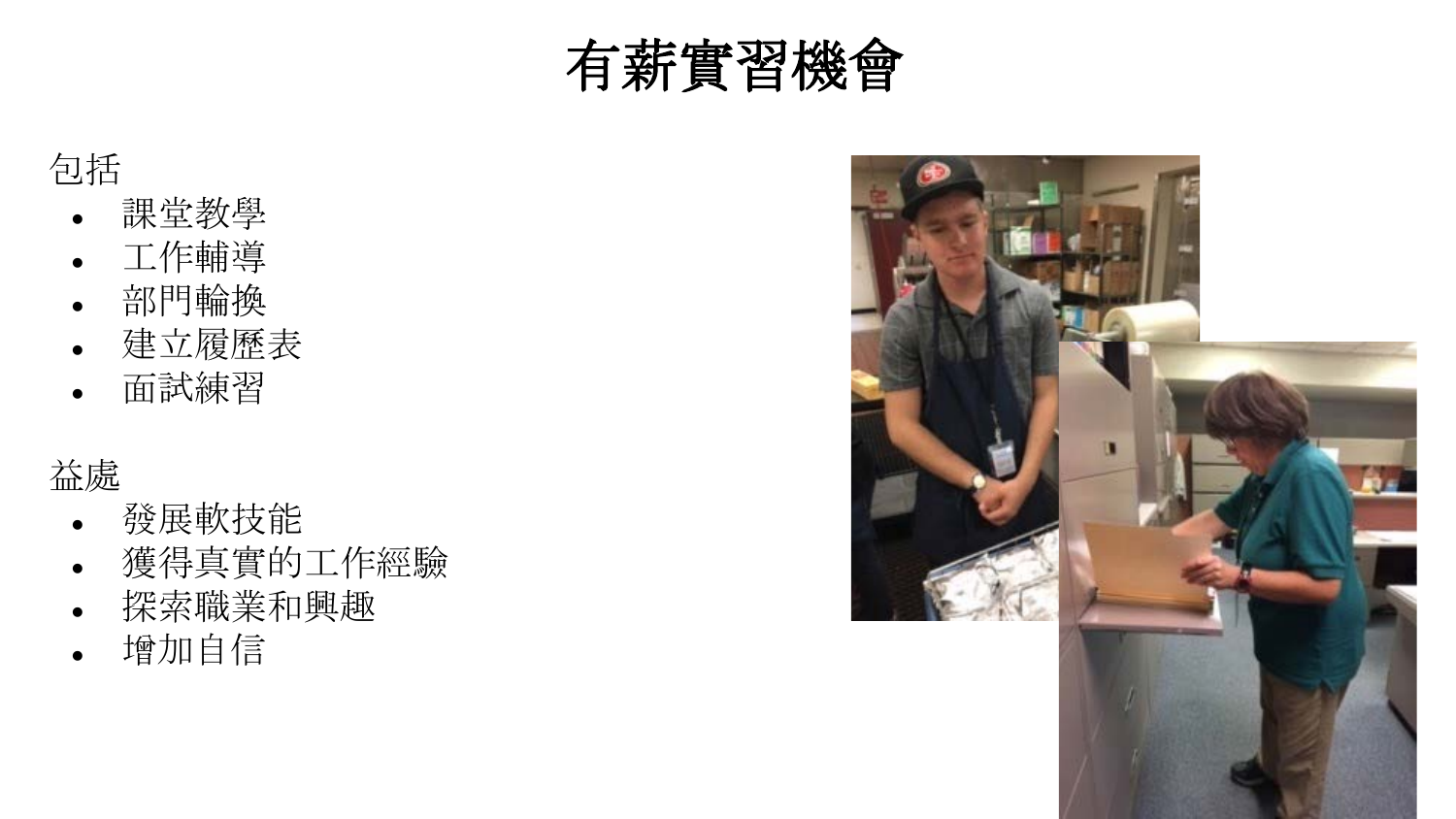# 有薪實習機會

包括

- 課堂教學
- 工作輔導
- 部門輪換
- 建立履歷表
- 面試練習

益處

- 發展軟技能
- 獲得真實的工作經驗
- 探索職業和興趣
- 增加自信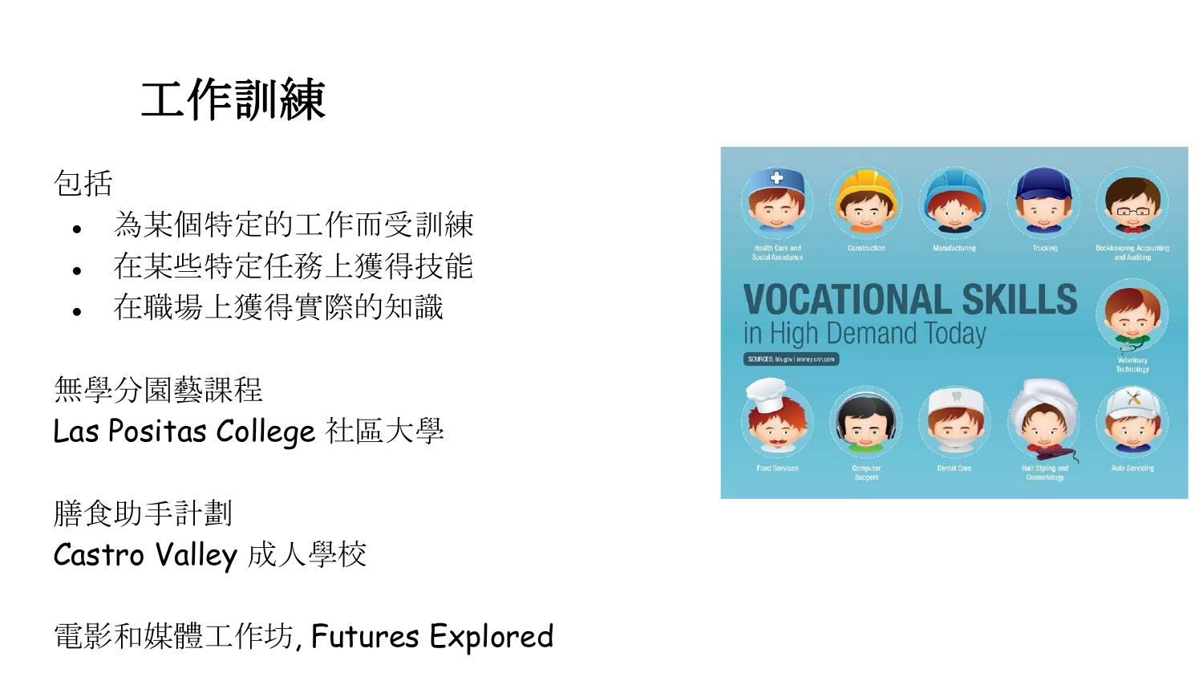# 工作訓練

包括

- 為某個特定的工作而受訓練
- 在某些特定任務上獲得技能
- 在職場上獲得實際的知識

無學分園藝課程
Las Positas College 社區大學

膳食助手計劃
Castro Valley 成人學校

電影和媒體工作坊, Futures Explored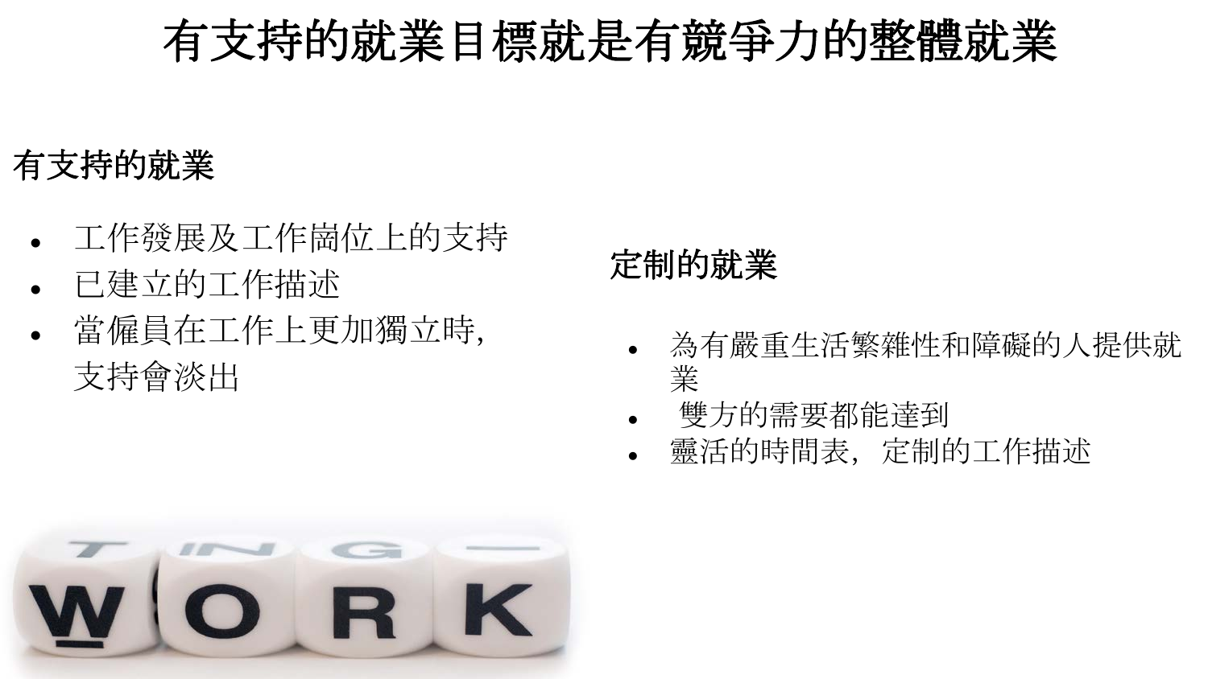# 有支持的就業目標就是有競爭力的整體就業

## 有支持的就業

- 工作發展及工作崗位上的支持
- 已建立的工作描述
- 當僱員在工作上更加獨立時, 支持會淡出

## 定制的就業

- 為有嚴重生活繁雜性和障礙的人提供就業
- 雙方的需要都能達到
- 靈活的時間表，定制的工作描述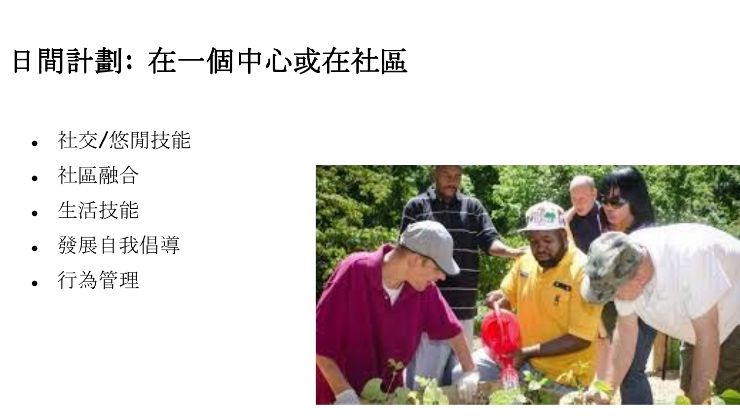# 日間計劃：在一個中心或在社區

- 社交/悠閒技能
- 社區融合
- 生活技能
- 發展自我倡導
- 行為管理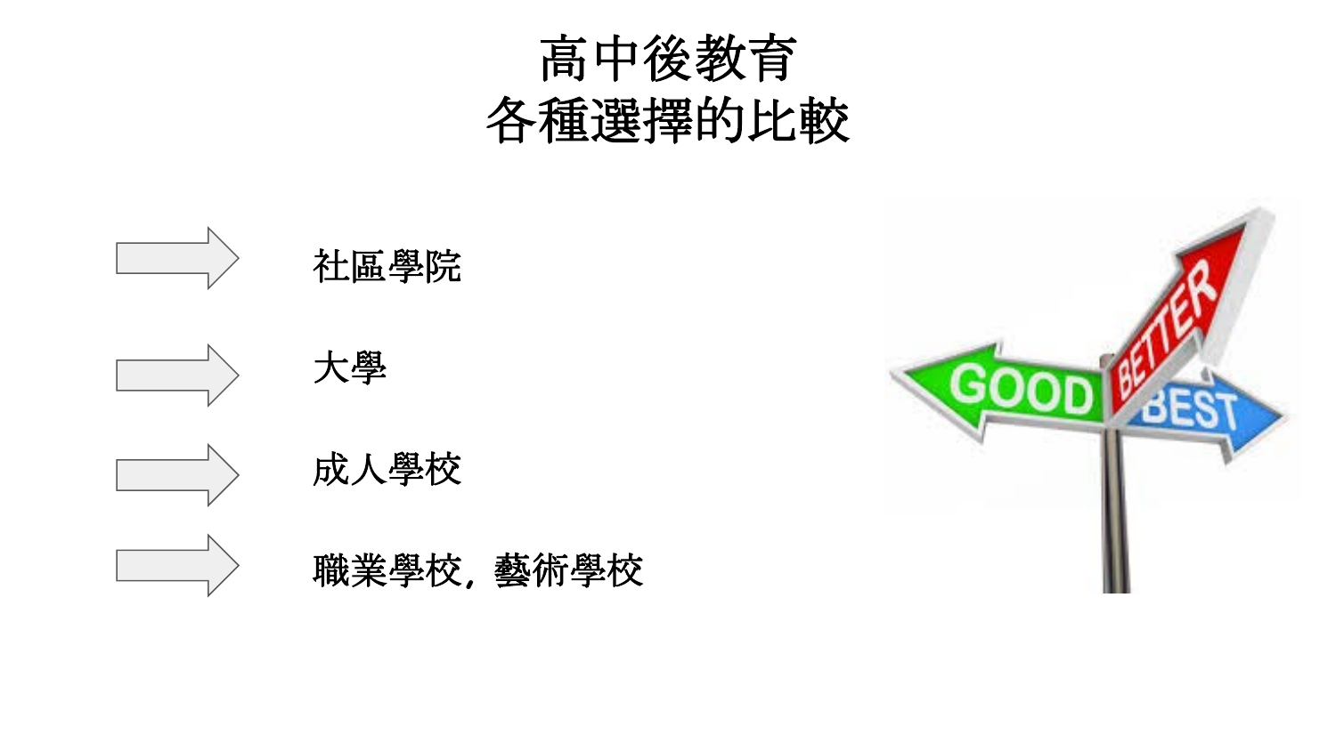# 高中後教育
# 各種選擇的比較

- 社區學院
- 大學
- 成人學校
- 職業學校，藝術學校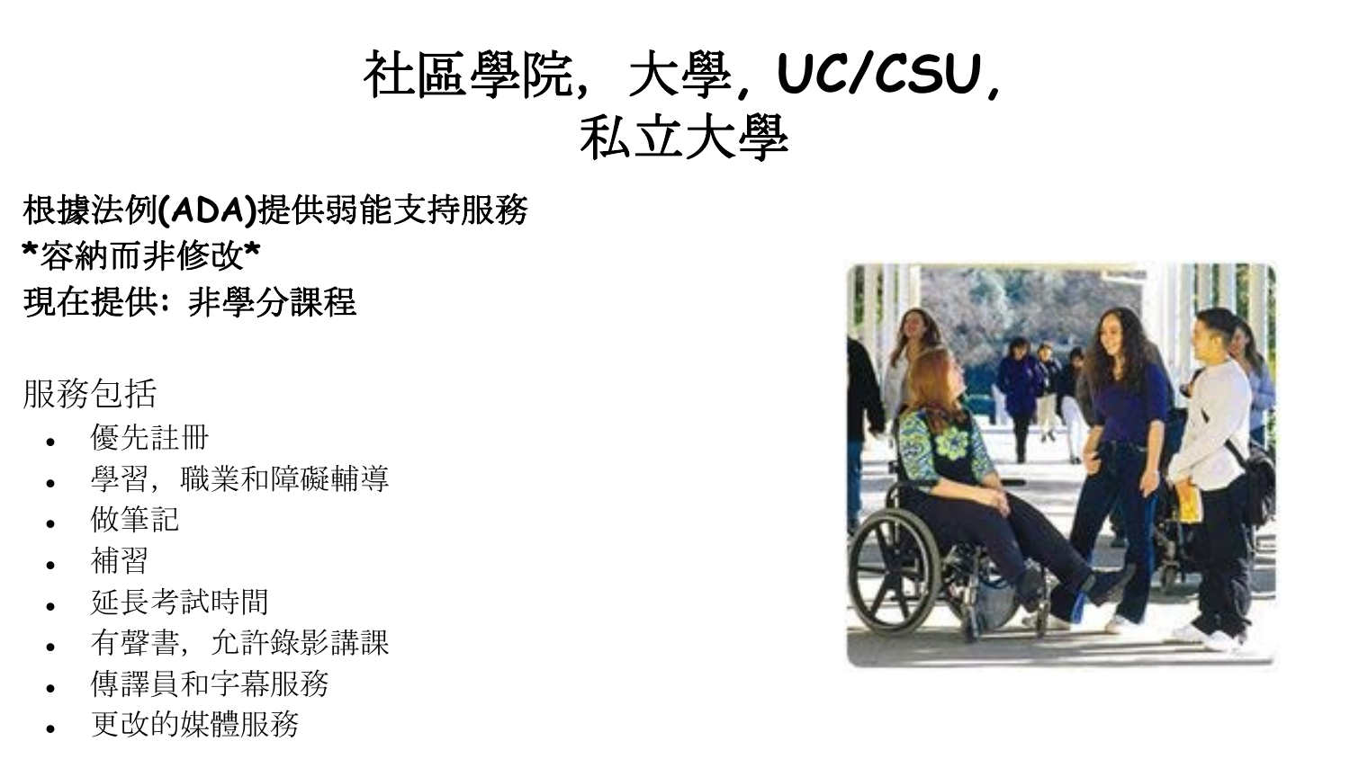# 社區學院，大學，UC/CSU，私立大學

**根據法例(ADA)提供弱能支持服務**
**\*容納而非修改\***
**現在提供：非學分課程**

服務包括

- 優先註冊
- 學習，職業和障礙輔導
- 做筆記
- 補習
- 延長考試時間
- 有聲書，允許錄影講課
- 傳譯員和字幕服務
- 更改的媒體服務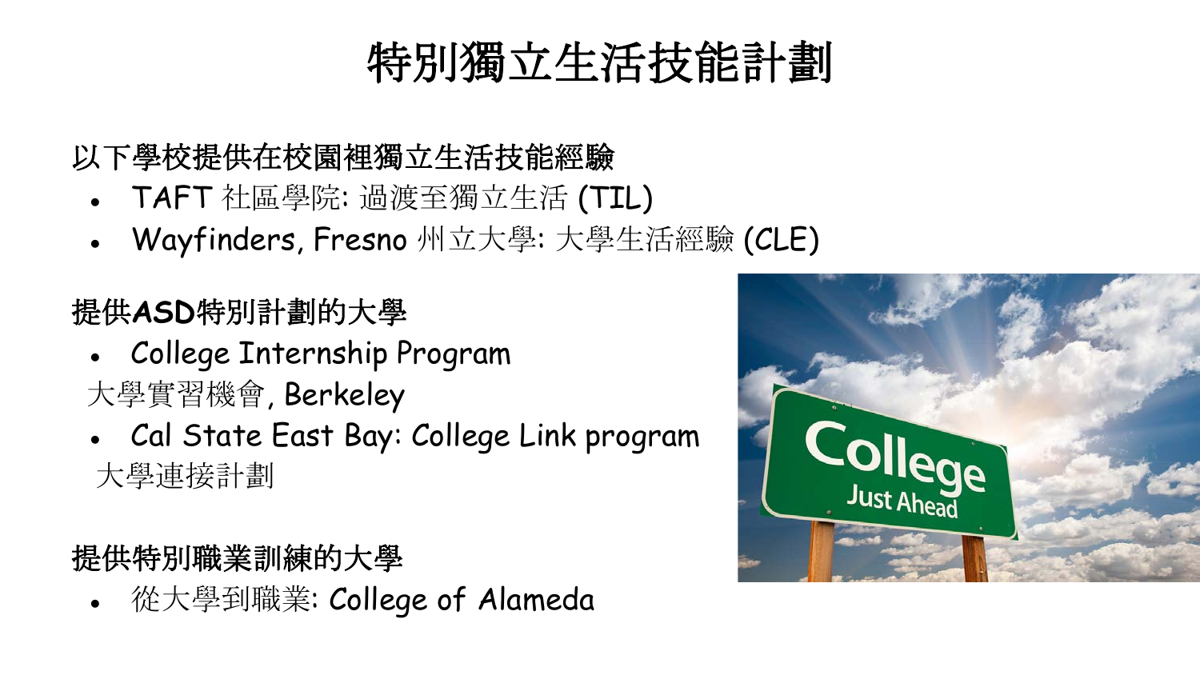# 特別獨立生活技能計劃

**以下學校提供在校園裡獨立生活技能經驗**

- TAFT 社區學院: 過渡至獨立生活 (TIL)
- Wayfinders, Fresno 州立大學: 大學生活經驗 (CLE)

**提供ASD特別計劃的大學**

- College Internship Program

大學實習機會, Berkeley

- Cal State East Bay: College Link program

大學連接計劃

**提供特別職業訓練的大學**

- 從大學到職業: College of Alameda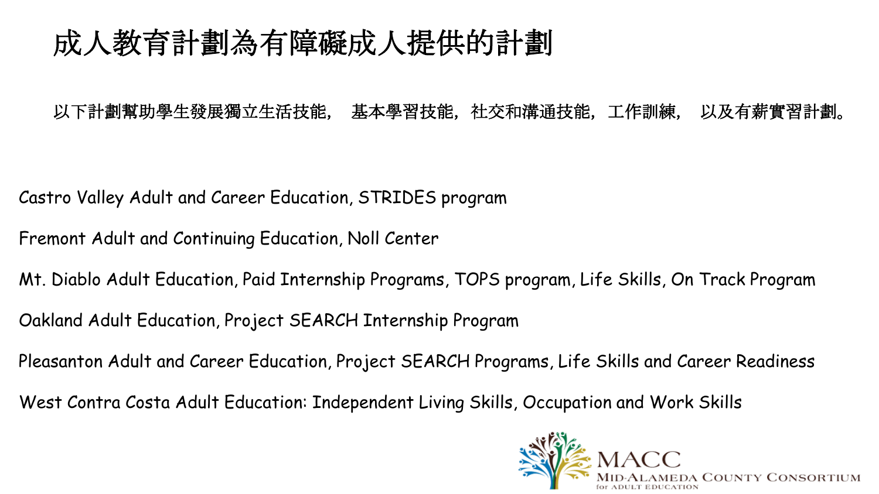# 成人教育計劃為有障礙成人提供的計劃

以下計劃幫助學生發展獨立生活技能， 基本學習技能，社交和溝通技能，工作訓練， 以及有薪實習計劃。

Castro Valley Adult and Career Education, STRIDES program

Fremont Adult and Continuing Education, Noll Center

Mt. Diablo Adult Education, Paid Internship Programs, TOPS program, Life Skills, On Track Program

Oakland Adult Education, Project SEARCH Internship Program

Pleasanton Adult and Career Education, Project SEARCH Programs, Life Skills and Career Readiness

West Contra Costa Adult Education: Independent Living Skills, Occupation and Work Skills

MACC
Mid-Alameda County Consortium for Adult Education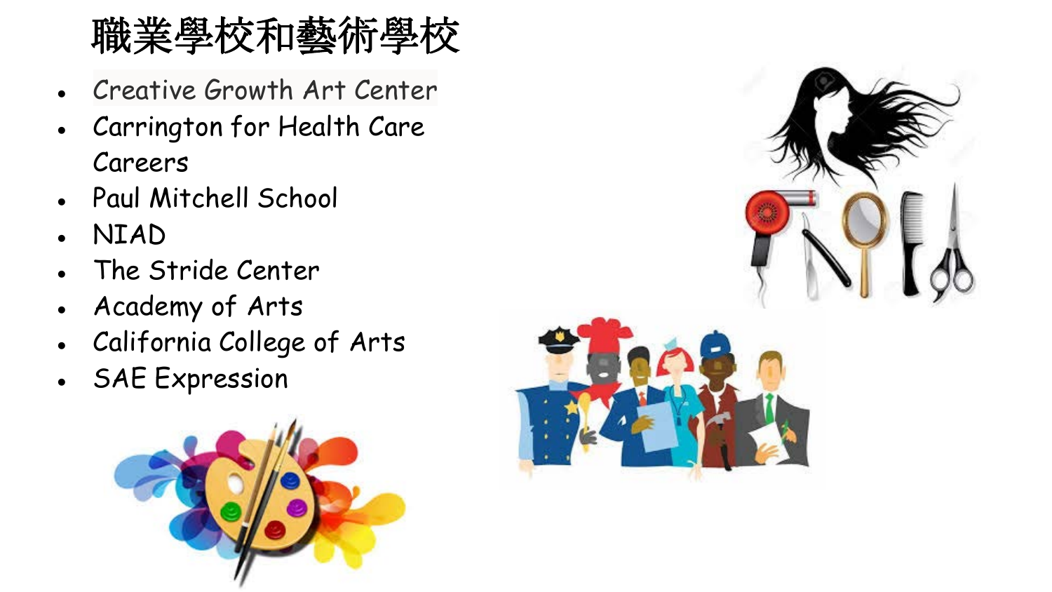# 職業學校和藝術學校

- Creative Growth Art Center
- Carrington for Health Care Careers
- Paul Mitchell School
- NIAD
- The Stride Center
- Academy of Arts
- California College of Arts
- SAE Expression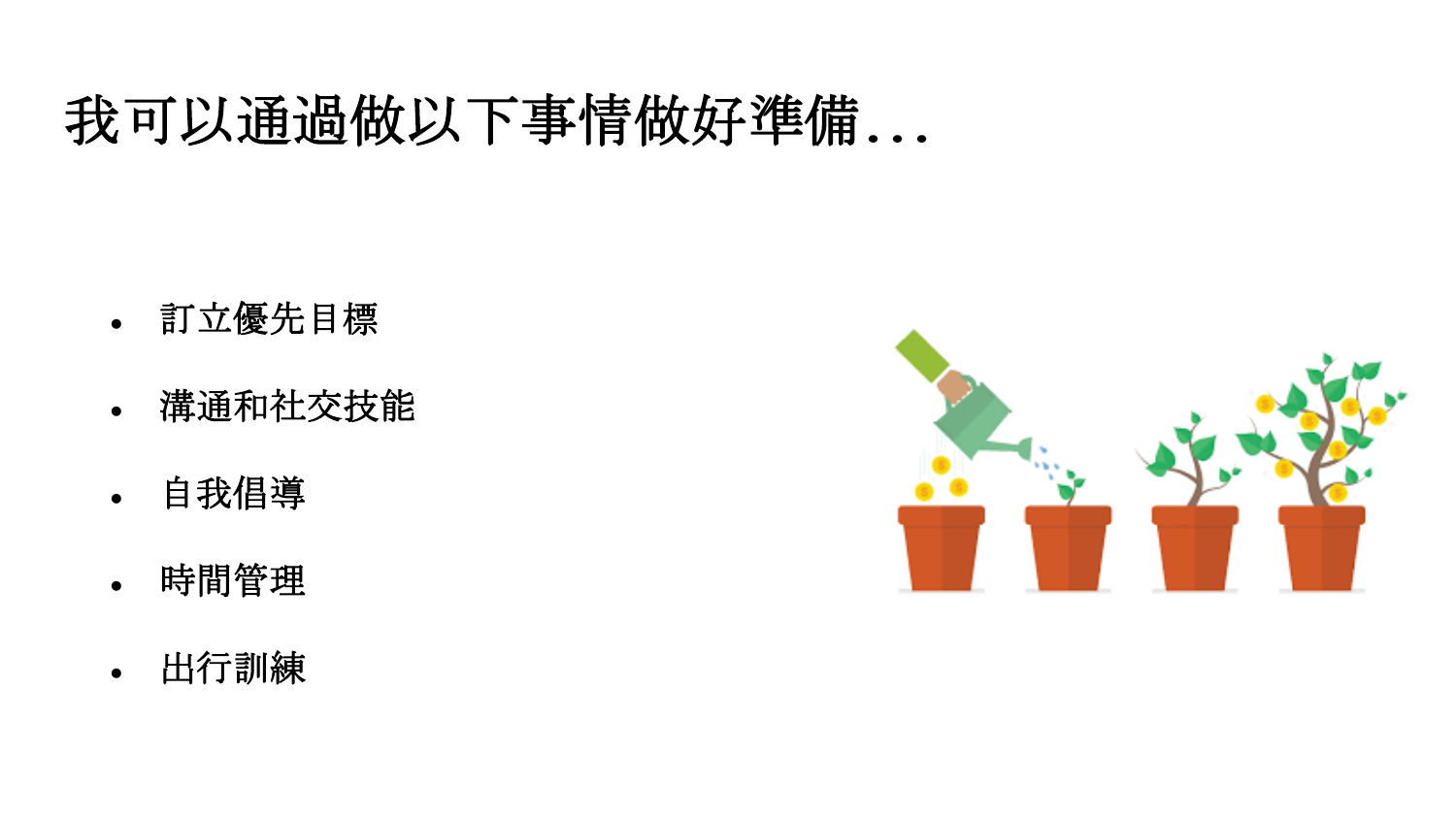# 我可以通過做以下事情做好準備...

- 訂立優先目標
- 溝通和社交技能
- 自我倡導
- 時間管理
- 出行訓練